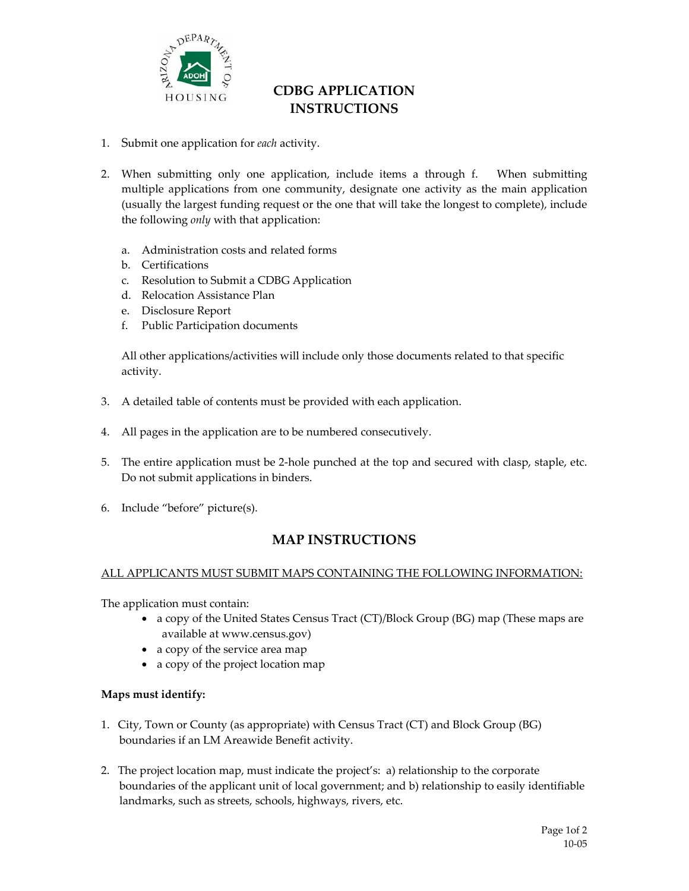# CDBG APPLICATION INSTRUCTIONS

1. Submit one application for *each* activity.

2. When submitting only one application, include items a through f. When submitting multiple applications from one community, designate one activity as the main application (usually the largest funding request or the one that will take the longest to complete), include the following *only* with that application:

   a. Administration costs and related forms
   b. Certifications
   c. Resolution to Submit a CDBG Application
   d. Relocation Assistance Plan
   e. Disclosure Report
   f. Public Participation documents

   All other applications/activities will include only those documents related to that specific activity.

3. A detailed table of contents must be provided with each application.

4. All pages in the application are to be numbered consecutively.

5. The entire application must be 2-hole punched at the top and secured with clasp, staple, etc. Do not submit applications in binders.

6. Include "before" picture(s).

## MAP INSTRUCTIONS

<u>ALL APPLICANTS MUST SUBMIT MAPS CONTAINING THE FOLLOWING INFORMATION:</u>

The application must contain:

- a copy of the United States Census Tract (CT)/Block Group (BG) map (These maps are available at www.census.gov)
- a copy of the service area map
- a copy of the project location map

**Maps must identify:**

1. City, Town or County (as appropriate) with Census Tract (CT) and Block Group (BG) boundaries if an LM Areawide Benefit activity.

2. The project location map, must indicate the project's: a) relationship to the corporate boundaries of the applicant unit of local government; and b) relationship to easily identifiable landmarks, such as streets, schools, highways, rivers, etc.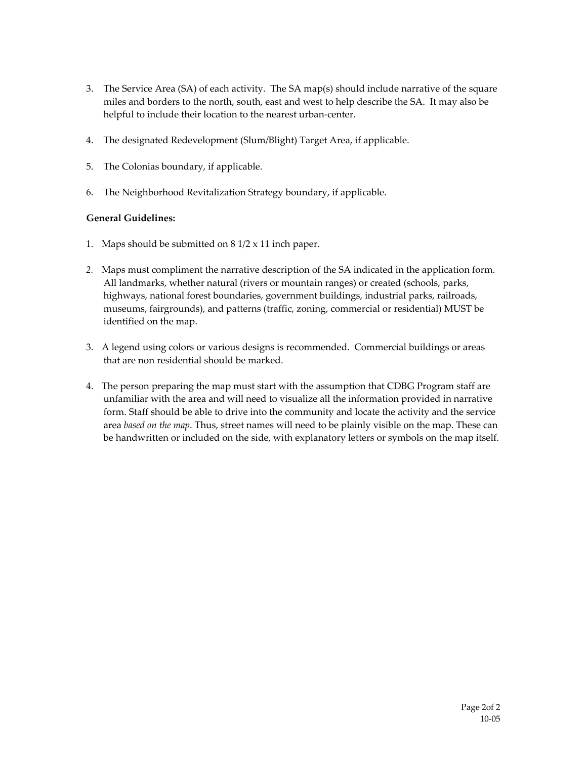3. The Service Area (SA) of each activity. The SA map(s) should include narrative of the square miles and borders to the north, south, east and west to help describe the SA. It may also be helpful to include their location to the nearest urban-center.

4. The designated Redevelopment (Slum/Blight) Target Area, if applicable.

5. The Colonias boundary, if applicable.

6. The Neighborhood Revitalization Strategy boundary, if applicable.

**General Guidelines:**

1. Maps should be submitted on 8 1/2 x 11 inch paper.

2. Maps must compliment the narrative description of the SA indicated in the application form. All landmarks, whether natural (rivers or mountain ranges) or created (schools, parks, highways, national forest boundaries, government buildings, industrial parks, railroads, museums, fairgrounds), and patterns (traffic, zoning, commercial or residential) MUST be identified on the map.

3. A legend using colors or various designs is recommended. Commercial buildings or areas that are non residential should be marked.

4. The person preparing the map must start with the assumption that CDBG Program staff are unfamiliar with the area and will need to visualize all the information provided in narrative form. Staff should be able to drive into the community and locate the activity and the service area *based on the map*. Thus, street names will need to be plainly visible on the map. These can be handwritten or included on the side, with explanatory letters or symbols on the map itself.